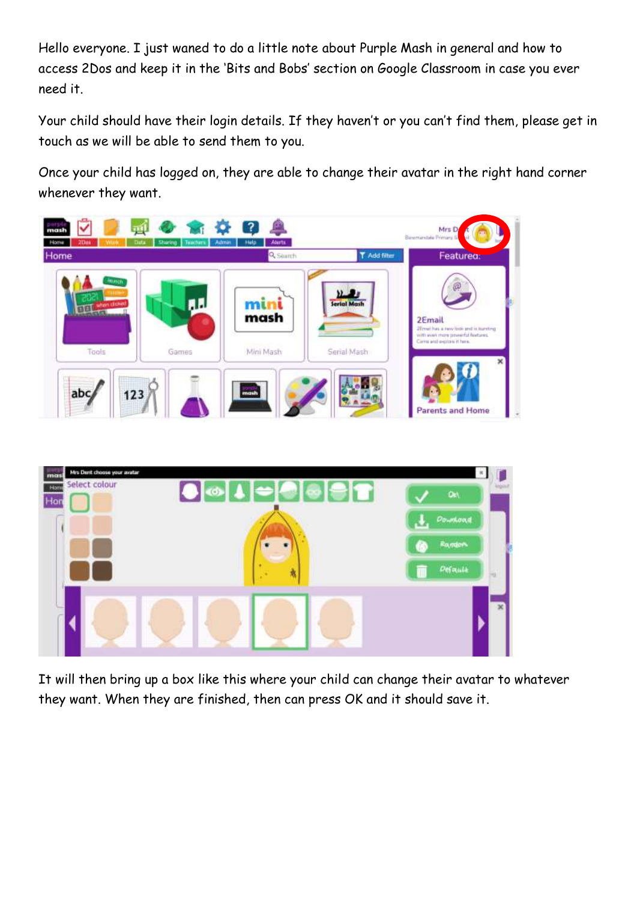Hello everyone. I just waned to do a little note about Purple Mash in general and how to access 2Dos and keep it in the 'Bits and Bobs' section on Google Classroom in case you ever need it.

Your child should have their login details. If they haven't or you can't find them, please get in touch as we will be able to send them to you.

Once your child has logged on, they are able to change their avatar in the right hand corner whenever they want.

It will then bring up a box like this where your child can change their avatar to whatever they want. When they are finished, then can press OK and it should save it.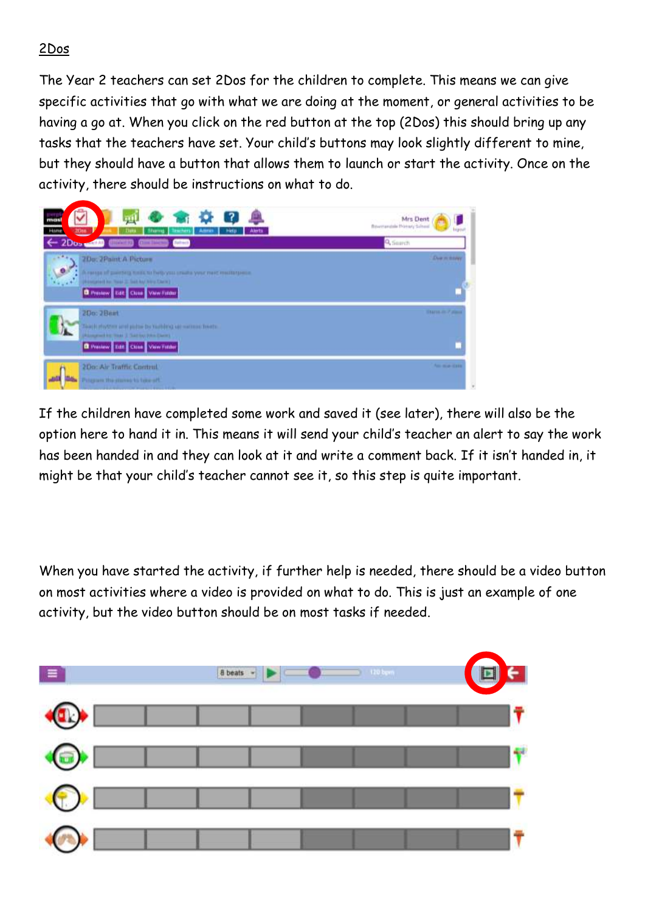## 2Dos

The Year 2 teachers can set 2Dos for the children to complete. This means we can give specific activities that go with what we are doing at the moment, or general activities to be having a go at. When you click on the red button at the top (2Dos) this should bring up any tasks that the teachers have set. Your child's buttons may look slightly different to mine, but they should have a button that allows them to launch or start the activity. Once on the activity, there should be instructions on what to do.

If the children have completed some work and saved it (see later), there will also be the option here to hand it in. This means it will send your child's teacher an alert to say the work has been handed in and they can look at it and write a comment back. If it isn't handed in, it might be that your child's teacher cannot see it, so this step is quite important.

When you have started the activity, if further help is needed, there should be a video button on most activities where a video is provided on what to do. This is just an example of one activity, but the video button should be on most tasks if needed.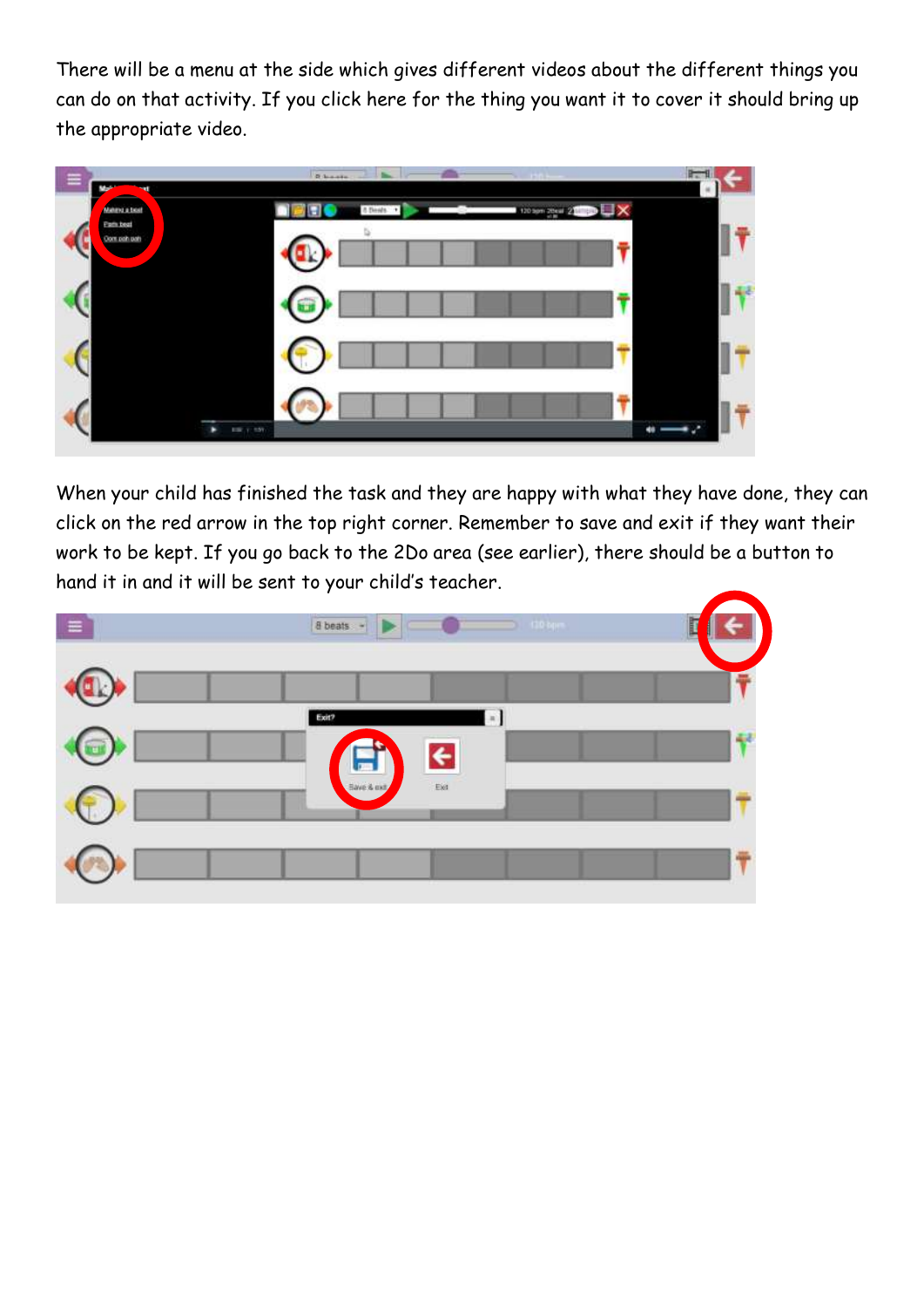There will be a menu at the side which gives different videos about the different things you can do on that activity. If you click here for the thing you want it to cover it should bring up the appropriate video.

When your child has finished the task and they are happy with what they have done, they can click on the red arrow in the top right corner. Remember to save and exit if they want their work to be kept. If you go back to the 2Do area (see earlier), there should be a button to hand it in and it will be sent to your child's teacher.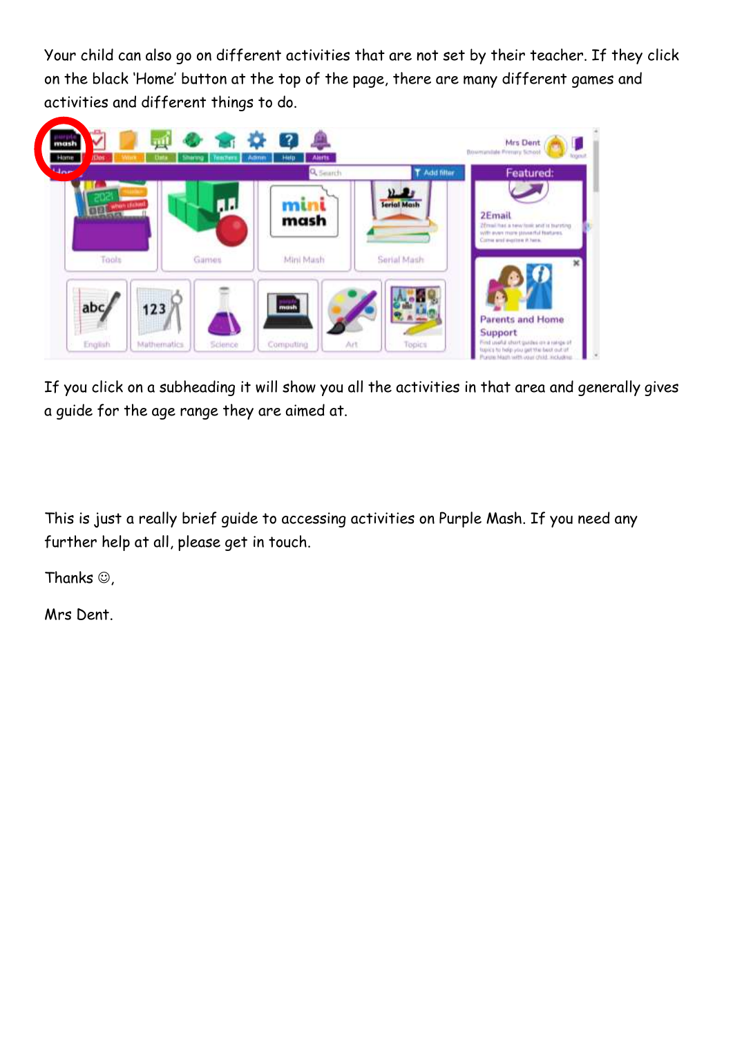Your child can also go on different activities that are not set by their teacher. If they click on the black 'Home' button at the top of the page, there are many different games and activities and different things to do.

If you click on a subheading it will show you all the activities in that area and generally gives a guide for the age range they are aimed at.

This is just a really brief guide to accessing activities on Purple Mash. If you need any further help at all, please get in touch.

Thanks ☺,

Mrs Dent.